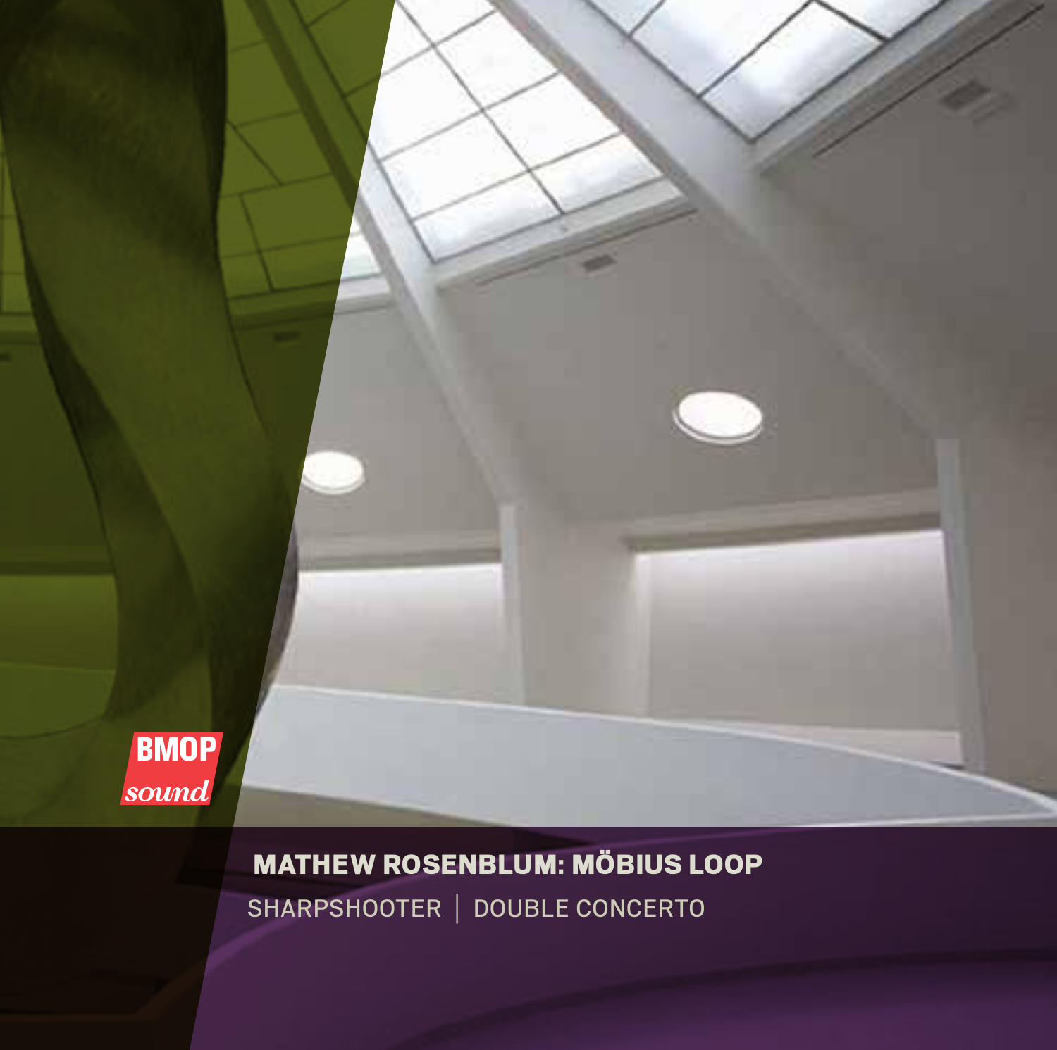BMOP
*sound*

# MATHEW ROSENBLUM: MÖBIUS LOOP

SHARPSHOOTER | DOUBLE CONCERTO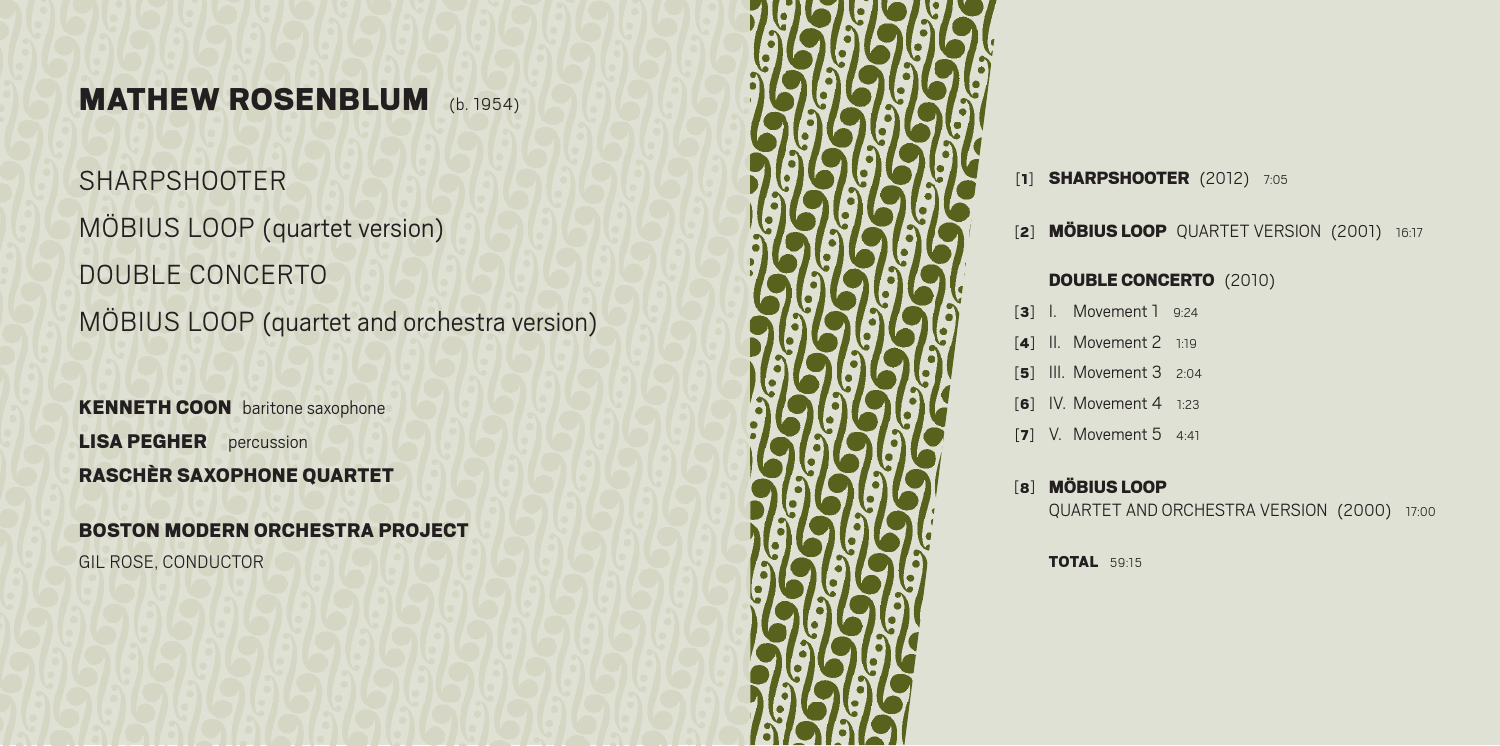# MATHEW ROSENBLUM (b. 1954)

SHARPSHOOTER

MÖBIUS LOOP (quartet version)

DOUBLE CONCERTO

MÖBIUS LOOP (quartet and orchestra version)

**KENNETH COON** baritone saxophone

**LISA PEGHER** percussion

**RASCHÈR SAXOPHONE QUARTET**

**BOSTON MODERN ORCHESTRA PROJECT**

GIL ROSE, CONDUCTOR

[1] **SHARPSHOOTER** (2012) 7:05

[2] **MÖBIUS LOOP** QUARTET VERSION (2001) 16:17

**DOUBLE CONCERTO** (2010)

[3] I. Movement 1 9:24

[4] II. Movement 2 1:19

[5] III. Movement 3 2:04

[6] IV. Movement 4 1:23

[7] V. Movement 5 4:41

[8] **MÖBIUS LOOP**
QUARTET AND ORCHESTRA VERSION (2000) 17:00

**TOTAL** 59:15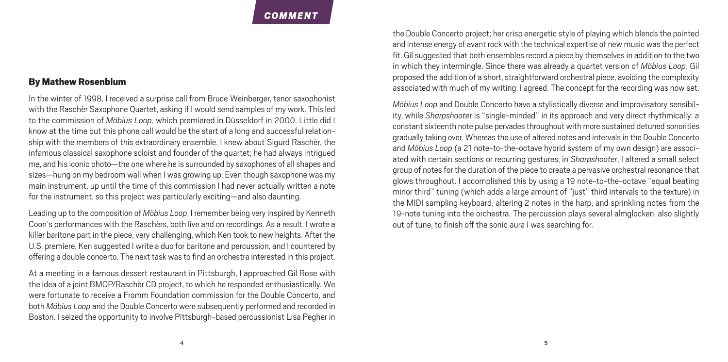## COMMENT

### By Mathew Rosenblum

In the winter of 1998, I received a surprise call from Bruce Weinberger, tenor saxophonist with the Raschèr Saxophone Quartet, asking if I would send samples of my work. This led to the commission of *Möbius Loop*, which premiered in Düsseldorf in 2000. Little did I know at the time but this phone call would be the start of a long and successful relationship with the members of this extraordinary ensemble. I knew about Sigurd Raschèr, the infamous classical saxophone soloist and founder of the quartet; he had always intrigued me, and his iconic photo—the one where he is surrounded by saxophones of all shapes and sizes—hung on my bedroom wall when I was growing up. Even though saxophone was my main instrument, up until the time of this commission I had never actually written a note for the instrument, so this project was particularly exciting—and also daunting.

Leading up to the composition of *Möbius Loop*, I remember being very inspired by Kenneth Coon's performances with the Raschèrs, both live and on recordings. As a result, I wrote a killer baritone part in the piece, very challenging, which Ken took to new heights. After the U.S. premiere, Ken suggested I write a duo for baritone and percussion, and I countered by offering a double concerto. The next task was to find an orchestra interested in this project.

At a meeting in a famous dessert restaurant in Pittsburgh, I approached Gil Rose with the idea of a joint BMOP/Raschèr CD project, to which he responded enthusiastically. We were fortunate to receive a Fromm Foundation commission for the Double Concerto, and both *Möbius Loop* and the Double Concerto were subsequently performed and recorded in Boston. I seized the opportunity to involve Pittsburgh-based percussionist Lisa Pegher in the Double Concerto project; her crisp energetic style of playing which blends the pointed and intense energy of avant rock with the technical expertise of new music was the perfect fit. Gil suggested that both ensembles record a piece by themselves in addition to the two in which they intermingle. Since there was already a quartet version of *Möbius Loop*, Gil proposed the addition of a short, straightforward orchestral piece, avoiding the complexity associated with much of my writing. I agreed. The concept for the recording was now set.

*Möbius Loop* and Double Concerto have a stylistically diverse and improvisatory sensibility, while *Sharpshooter* is "single-minded" in its approach and very direct rhythmically: a constant sixteenth note pulse pervades throughout with more sustained detuned sonorities gradually taking over. Whereas the use of altered notes and intervals in the Double Concerto and *Möbius Loop* (a 21 note-to-the-octave hybrid system of my own design) are associated with certain sections or recurring gestures, in *Sharpshooter*, I altered a small select group of notes for the duration of the piece to create a pervasive orchestral resonance that glows throughout. I accomplished this by using a 19 note-to-the-octave "equal beating minor third" tuning (which adds a large amount of "just" third intervals to the texture) in the MIDI sampling keyboard, altering 2 notes in the harp, and sprinkling notes from the 19-note tuning into the orchestra. The percussion plays several almglocken, also slightly out of tune, to finish off the sonic aura I was searching for.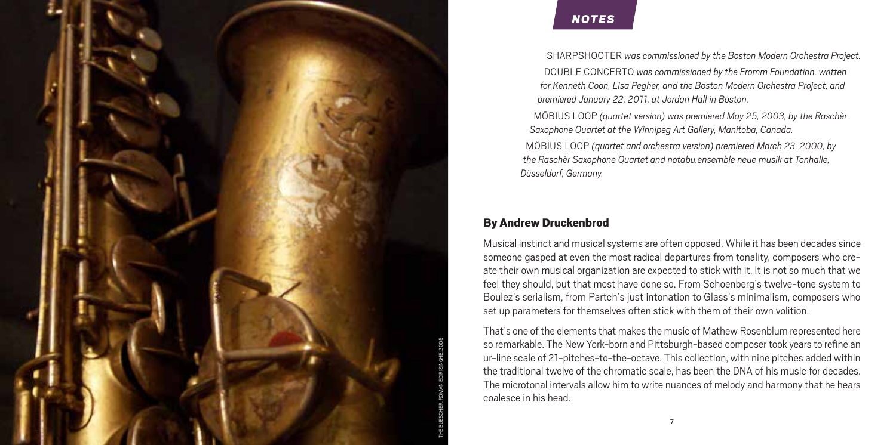## NOTES

SHARPSHOOTER *was commissioned by the Boston Modern Orchestra Project.*

DOUBLE CONCERTO *was commissioned by the Fromm Foundation, written for Kenneth Coon, Lisa Pegher, and the Boston Modern Orchestra Project, and premiered January 22, 2011, at Jordan Hall in Boston.*

MÖBIUS LOOP *(quartet version) was premiered May 25, 2003, by the Raschèr Saxophone Quartet at the Winnipeg Art Gallery, Manitoba, Canada.*

MÖBIUS LOOP *(quartet and orchestra version) premiered March 23, 2000, by the Raschèr Saxophone Quartet and notabu.ensemble neue musik at Tonhalle, Düsseldorf, Germany.*

### By Andrew Druckenbrod

Musical instinct and musical systems are often opposed. While it has been decades since someone gasped at even the most radical departures from tonality, composers who create their own musical organization are expected to stick with it. It is not so much that we feel they should, but that most have done so. From Schoenberg's twelve-tone system to Boulez's serialism, from Partch's just intonation to Glass's minimalism, composers who set up parameters for themselves often stick with them of their own volition.

That's one of the elements that makes the music of Mathew Rosenblum represented here so remarkable. The New York-born and Pittsburgh-based composer took years to refine an ur-line scale of 21-pitches-to-the-octave. This collection, with nine pitches added within the traditional twelve of the chromatic scale, has been the DNA of his music for decades. The microtonal intervals allow him to write nuances of melody and harmony that he hears coalesce in his head.

THE BUESCHER, ROMAN EDIRISINGHE, 2005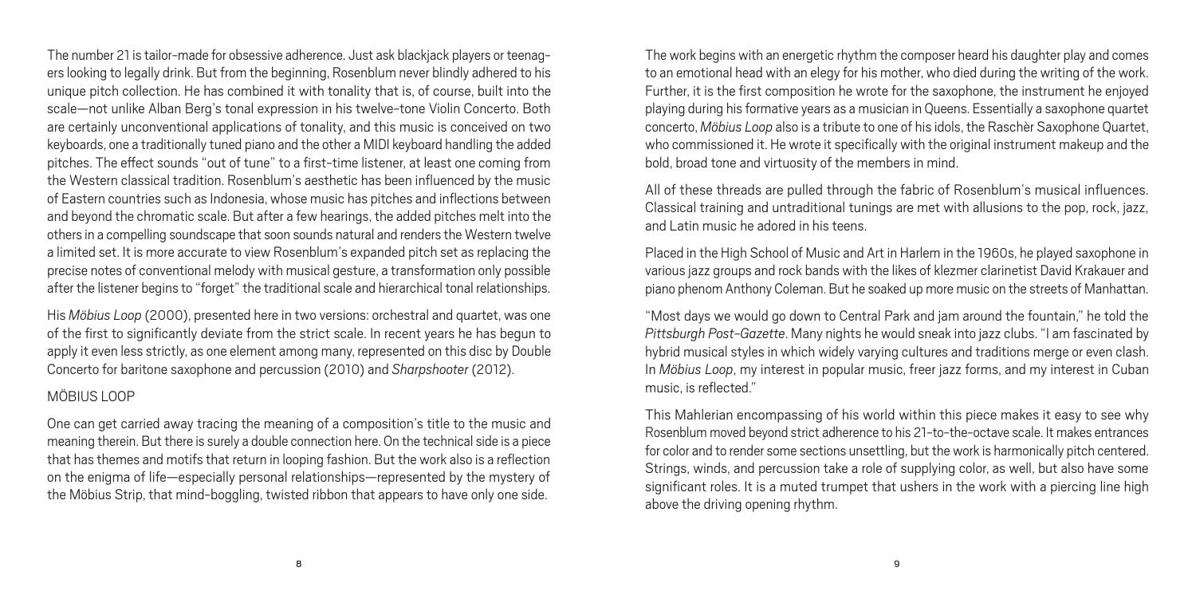The number 21 is tailor-made for obsessive adherence. Just ask blackjack players or teenagers looking to legally drink. But from the beginning, Rosenblum never blindly adhered to his unique pitch collection. He has combined it with tonality that is, of course, built into the scale—not unlike Alban Berg's tonal expression in his twelve-tone Violin Concerto. Both are certainly unconventional applications of tonality, and this music is conceived on two keyboards, one a traditionally tuned piano and the other a MIDI keyboard handling the added pitches. The effect sounds "out of tune" to a first-time listener, at least one coming from the Western classical tradition. Rosenblum's aesthetic has been influenced by the music of Eastern countries such as Indonesia, whose music has pitches and inflections between and beyond the chromatic scale. But after a few hearings, the added pitches melt into the others in a compelling soundscape that soon sounds natural and renders the Western twelve a limited set. It is more accurate to view Rosenblum's expanded pitch set as replacing the precise notes of conventional melody with musical gesture, a transformation only possible after the listener begins to "forget" the traditional scale and hierarchical tonal relationships.

His *Möbius Loop* (2000), presented here in two versions: orchestral and quartet, was one of the first to significantly deviate from the strict scale. In recent years he has begun to apply it even less strictly, as one element among many, represented on this disc by Double Concerto for baritone saxophone and percussion (2010) and *Sharpshooter* (2012).

## MÖBIUS LOOP

One can get carried away tracing the meaning of a composition's title to the music and meaning therein. But there is surely a double connection here. On the technical side is a piece that has themes and motifs that return in looping fashion. But the work also is a reflection on the enigma of life—especially personal relationships—represented by the mystery of the Möbius Strip, that mind-boggling, twisted ribbon that appears to have only one side.

The work begins with an energetic rhythm the composer heard his daughter play and comes to an emotional head with an elegy for his mother, who died during the writing of the work. Further, it is the first composition he wrote for the saxophone, the instrument he enjoyed playing during his formative years as a musician in Queens. Essentially a saxophone quartet concerto, *Möbius Loop* also is a tribute to one of his idols, the Raschèr Saxophone Quartet, who commissioned it. He wrote it specifically with the original instrument makeup and the bold, broad tone and virtuosity of the members in mind.

All of these threads are pulled through the fabric of Rosenblum's musical influences. Classical training and untraditional tunings are met with allusions to the pop, rock, jazz, and Latin music he adored in his teens.

Placed in the High School of Music and Art in Harlem in the 1960s, he played saxophone in various jazz groups and rock bands with the likes of klezmer clarinetist David Krakauer and piano phenom Anthony Coleman. But he soaked up more music on the streets of Manhattan.

"Most days we would go down to Central Park and jam around the fountain," he told the *Pittsburgh Post-Gazette*. Many nights he would sneak into jazz clubs. "I am fascinated by hybrid musical styles in which widely varying cultures and traditions merge or even clash. In *Möbius Loop*, my interest in popular music, freer jazz forms, and my interest in Cuban music, is reflected."

This Mahlerian encompassing of his world within this piece makes it easy to see why Rosenblum moved beyond strict adherence to his 21-to-the-octave scale. It makes entrances for color and to render some sections unsettling, but the work is harmonically pitch centered. Strings, winds, and percussion take a role of supplying color, as well, but also have some significant roles. It is a muted trumpet that ushers in the work with a piercing line high above the driving opening rhythm.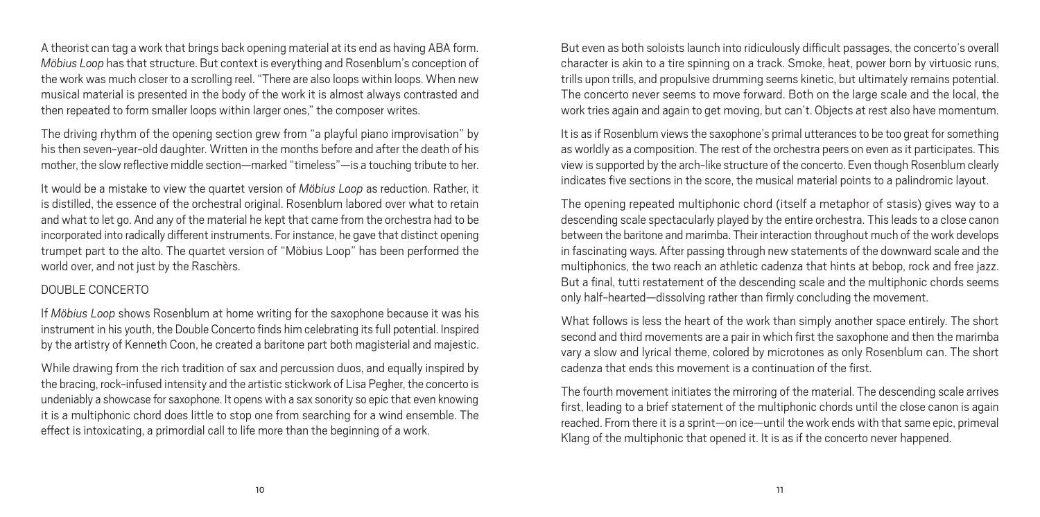A theorist can tag a work that brings back opening material at its end as having ABA form. *Möbius Loop* has that structure. But context is everything and Rosenblum's conception of the work was much closer to a scrolling reel. "There are also loops within loops. When new musical material is presented in the body of the work it is almost always contrasted and then repeated to form smaller loops within larger ones," the composer writes.

The driving rhythm of the opening section grew from "a playful piano improvisation" by his then seven-year-old daughter. Written in the months before and after the death of his mother, the slow reflective middle section—marked "timeless"—is a touching tribute to her.

It would be a mistake to view the quartet version of *Möbius Loop* as reduction. Rather, it is distilled, the essence of the orchestral original. Rosenblum labored over what to retain and what to let go. And any of the material he kept that came from the orchestra had to be incorporated into radically different instruments. For instance, he gave that distinct opening trumpet part to the alto. The quartet version of "Möbius Loop" has been performed the world over, and not just by the Raschèrs.

## DOUBLE CONCERTO

If *Möbius Loop* shows Rosenblum at home writing for the saxophone because it was his instrument in his youth, the Double Concerto finds him celebrating its full potential. Inspired by the artistry of Kenneth Coon, he created a baritone part both magisterial and majestic.

While drawing from the rich tradition of sax and percussion duos, and equally inspired by the bracing, rock-infused intensity and the artistic stickwork of Lisa Pegher, the concerto is undeniably a showcase for saxophone. It opens with a sax sonority so epic that even knowing it is a multiphonic chord does little to stop one from searching for a wind ensemble. The effect is intoxicating, a primordial call to life more than the beginning of a work.

But even as both soloists launch into ridiculously difficult passages, the concerto's overall character is akin to a tire spinning on a track. Smoke, heat, power born by virtuosic runs, trills upon trills, and propulsive drumming seems kinetic, but ultimately remains potential. The concerto never seems to move forward. Both on the large scale and the local, the work tries again and again to get moving, but can't. Objects at rest also have momentum.

It is as if Rosenblum views the saxophone's primal utterances to be too great for something as worldly as a composition. The rest of the orchestra peers on even as it participates. This view is supported by the arch-like structure of the concerto. Even though Rosenblum clearly indicates five sections in the score, the musical material points to a palindromic layout.

The opening repeated multiphonic chord (itself a metaphor of stasis) gives way to a descending scale spectacularly played by the entire orchestra. This leads to a close canon between the baritone and marimba. Their interaction throughout much of the work develops in fascinating ways. After passing through new statements of the downward scale and the multiphonics, the two reach an athletic cadenza that hints at bebop, rock and free jazz. But a final, tutti restatement of the descending scale and the multiphonic chords seems only half-hearted—dissolving rather than firmly concluding the movement.

What follows is less the heart of the work than simply another space entirely. The short second and third movements are a pair in which first the saxophone and then the marimba vary a slow and lyrical theme, colored by microtones as only Rosenblum can. The short cadenza that ends this movement is a continuation of the first.

The fourth movement initiates the mirroring of the material. The descending scale arrives first, leading to a brief statement of the multiphonic chords until the close canon is again reached. From there it is a sprint—on ice—until the work ends with that same epic, primeval Klang of the multiphonic that opened it. It is as if the concerto never happened.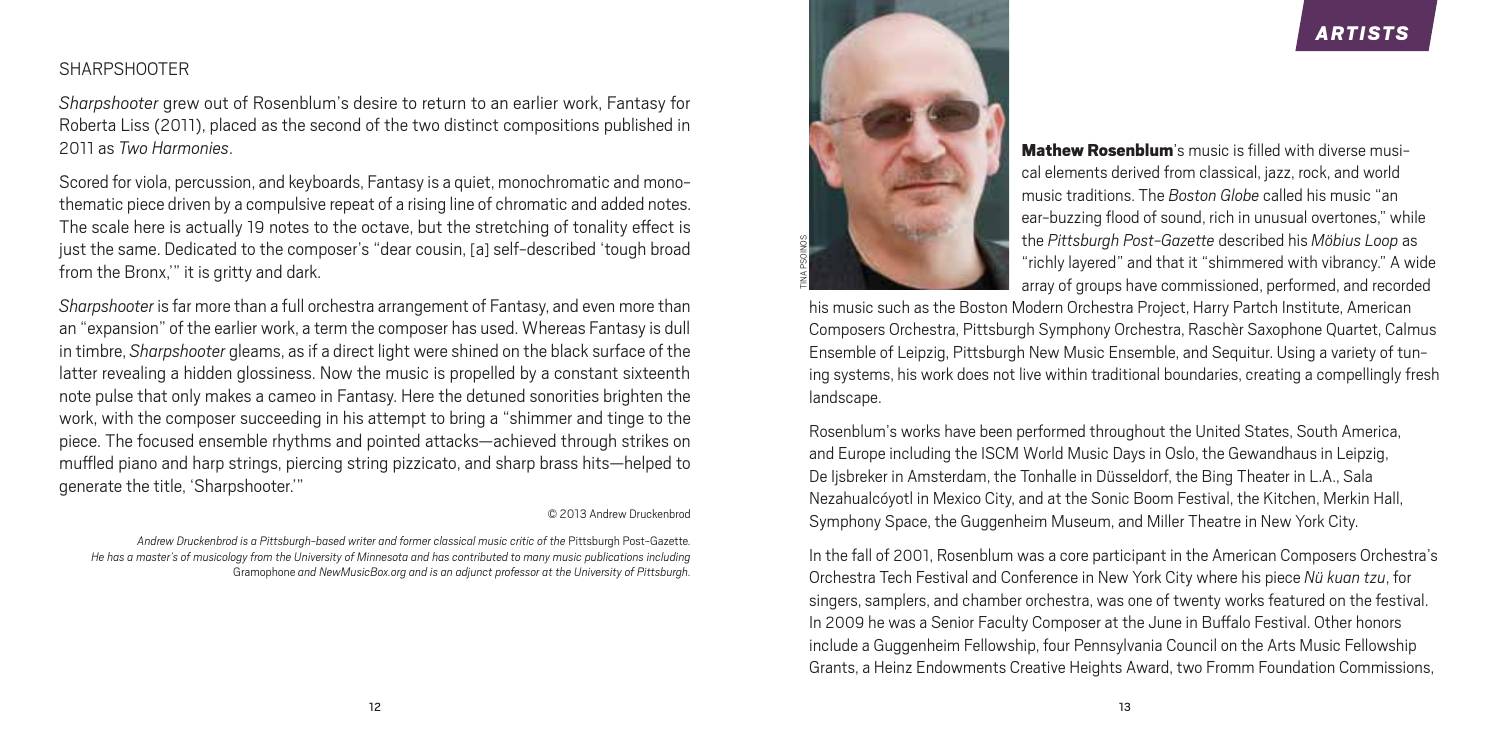## SHARPSHOOTER

*Sharpshooter* grew out of Rosenblum's desire to return to an earlier work, Fantasy for Roberta Liss (2011), placed as the second of the two distinct compositions published in 2011 as *Two Harmonies*.

Scored for viola, percussion, and keyboards, Fantasy is a quiet, monochromatic and monothematic piece driven by a compulsive repeat of a rising line of chromatic and added notes. The scale here is actually 19 notes to the octave, but the stretching of tonality effect is just the same. Dedicated to the composer's "dear cousin, [a] self-described 'tough broad from the Bronx,'" it is gritty and dark.

*Sharpshooter* is far more than a full orchestra arrangement of Fantasy, and even more than an "expansion" of the earlier work, a term the composer has used. Whereas Fantasy is dull in timbre, *Sharpshooter* gleams, as if a direct light were shined on the black surface of the latter revealing a hidden glossiness. Now the music is propelled by a constant sixteenth note pulse that only makes a cameo in Fantasy. Here the detuned sonorities brighten the work, with the composer succeeding in his attempt to bring a "shimmer and tinge to the piece. The focused ensemble rhythms and pointed attacks—achieved through strikes on muffled piano and harp strings, piercing string pizzicato, and sharp brass hits—helped to generate the title, 'Sharpshooter.'"

© 2013 Andrew Druckenbrod

*Andrew Druckenbrod is a Pittsburgh-based writer and former classical music critic of the* Pittsburgh Post-Gazette*. He has a master's of musicology from the University of Minnesota and has contributed to many music publications including* Gramophone *and NewMusicBox.org and is an adjunct professor at the University of Pittsburgh.*

## ARTISTS

TINA PSOINOS

**Mathew Rosenblum**'s music is filled with diverse musical elements derived from classical, jazz, rock, and world music traditions. The *Boston Globe* called his music "an ear-buzzing flood of sound, rich in unusual overtones," while the *Pittsburgh Post-Gazette* described his *Möbius Loop* as "richly layered" and that it "shimmered with vibrancy." A wide array of groups have commissioned, performed, and recorded his music such as the Boston Modern Orchestra Project, Harry Partch Institute, American Composers Orchestra, Pittsburgh Symphony Orchestra, Raschèr Saxophone Quartet, Calmus Ensemble of Leipzig, Pittsburgh New Music Ensemble, and Sequitur. Using a variety of tuning systems, his work does not live within traditional boundaries, creating a compellingly fresh landscape.

Rosenblum's works have been performed throughout the United States, South America, and Europe including the ISCM World Music Days in Oslo, the Gewandhaus in Leipzig, De Ijsbreker in Amsterdam, the Tonhalle in Düsseldorf, the Bing Theater in L.A., Sala Nezahualcóyotl in Mexico City, and at the Sonic Boom Festival, the Kitchen, Merkin Hall, Symphony Space, the Guggenheim Museum, and Miller Theatre in New York City.

In the fall of 2001, Rosenblum was a core participant in the American Composers Orchestra's Orchestra Tech Festival and Conference in New York City where his piece *Nü kuan tzu*, for singers, samplers, and chamber orchestra, was one of twenty works featured on the festival. In 2009 he was a Senior Faculty Composer at the June in Buffalo Festival. Other honors include a Guggenheim Fellowship, four Pennsylvania Council on the Arts Music Fellowship Grants, a Heinz Endowments Creative Heights Award, two Fromm Foundation Commissions,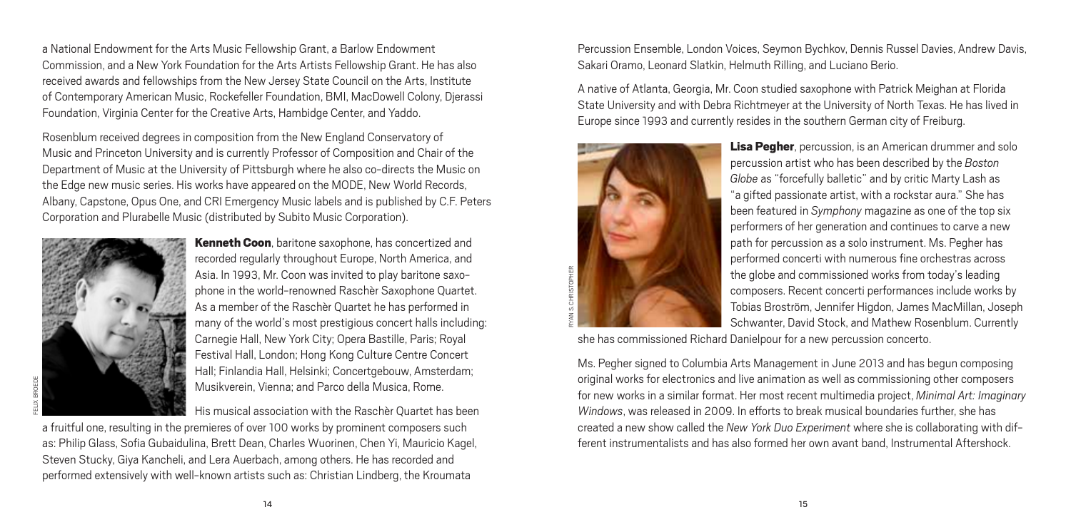a National Endowment for the Arts Music Fellowship Grant, a Barlow Endowment Commission, and a New York Foundation for the Arts Artists Fellowship Grant. He has also received awards and fellowships from the New Jersey State Council on the Arts, Institute of Contemporary American Music, Rockefeller Foundation, BMI, MacDowell Colony, Djerassi Foundation, Virginia Center for the Creative Arts, Hambidge Center, and Yaddo.

Rosenblum received degrees in composition from the New England Conservatory of Music and Princeton University and is currently Professor of Composition and Chair of the Department of Music at the University of Pittsburgh where he also co-directs the Music on the Edge new music series. His works have appeared on the MODE, New World Records, Albany, Capstone, Opus One, and CRI Emergency Music labels and is published by C.F. Peters Corporation and Plurabelle Music (distributed by Subito Music Corporation).

FELIX BROEDE

**Kenneth Coon**, baritone saxophone, has concertized and recorded regularly throughout Europe, North America, and Asia. In 1993, Mr. Coon was invited to play baritone saxophone in the world-renowned Raschèr Saxophone Quartet. As a member of the Raschèr Quartet he has performed in many of the world's most prestigious concert halls including: Carnegie Hall, New York City; Opera Bastille, Paris; Royal Festival Hall, London; Hong Kong Culture Centre Concert Hall; Finlandia Hall, Helsinki; Concertgebouw, Amsterdam; Musikverein, Vienna; and Parco della Musica, Rome.

His musical association with the Raschèr Quartet has been a fruitful one, resulting in the premieres of over 100 works by prominent composers such as: Philip Glass, Sofia Gubaidulina, Brett Dean, Charles Wuorinen, Chen Yi, Mauricio Kagel, Steven Stucky, Giya Kancheli, and Lera Auerbach, among others. He has recorded and performed extensively with well-known artists such as: Christian Lindberg, the Kroumata Percussion Ensemble, London Voices, Seymon Bychkov, Dennis Russel Davies, Andrew Davis, Sakari Oramo, Leonard Slatkin, Helmuth Rilling, and Luciano Berio.

A native of Atlanta, Georgia, Mr. Coon studied saxophone with Patrick Meighan at Florida State University and with Debra Richtmeyer at the University of North Texas. He has lived in Europe since 1993 and currently resides in the southern German city of Freiburg.

RYAN S.CHRISTOPHER

**Lisa Pegher**, percussion, is an American drummer and solo percussion artist who has been described by the *Boston Globe* as "forcefully balletic" and by critic Marty Lash as "a gifted passionate artist, with a rockstar aura." She has been featured in *Symphony* magazine as one of the top six performers of her generation and continues to carve a new path for percussion as a solo instrument. Ms. Pegher has performed concerti with numerous fine orchestras across the globe and commissioned works from today's leading composers. Recent concerti performances include works by Tobias Broström, Jennifer Higdon, James MacMillan, Joseph Schwanter, David Stock, and Mathew Rosenblum. Currently she has commissioned Richard Danielpour for a new percussion concerto.

Ms. Pegher signed to Columbia Arts Management in June 2013 and has begun composing original works for electronics and live animation as well as commissioning other composers for new works in a similar format. Her most recent multimedia project, *Minimal Art: Imaginary Windows*, was released in 2009. In efforts to break musical boundaries further, she has created a new show called the *New York Duo Experiment* where she is collaborating with different instrumentalists and has also formed her own avant band, Instrumental Aftershock.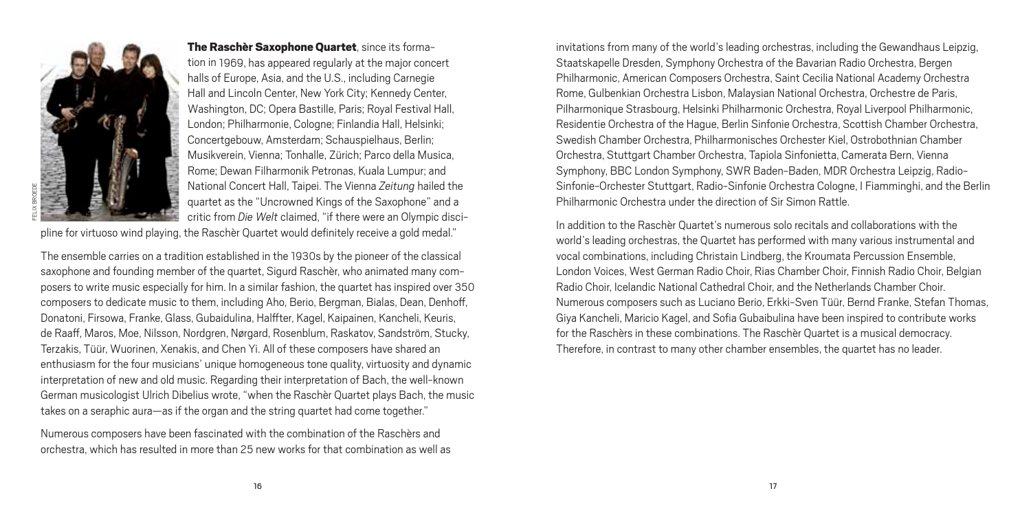**The Raschèr Saxophone Quartet**, since its formation in 1969, has appeared regularly at the major concert halls of Europe, Asia, and the U.S., including Carnegie Hall and Lincoln Center, New York City; Kennedy Center, Washington, DC; Opera Bastille, Paris; Royal Festival Hall, London; Philharmonie, Cologne; Finlandia Hall, Helsinki; Concertgebouw, Amsterdam; Schauspielhaus, Berlin; Musikverein, Vienna; Tonhalle, Zürich; Parco della Musica, Rome; Dewan Filharmonik Petronas, Kuala Lumpur; and National Concert Hall, Taipei. The Vienna *Zeitung* hailed the quartet as the "Uncrowned Kings of the Saxophone" and a critic from *Die Welt* claimed, "if there were an Olympic discipline for virtuoso wind playing, the Raschèr Quartet would definitely receive a gold medal."

The ensemble carries on a tradition established in the 1930s by the pioneer of the classical saxophone and founding member of the quartet, Sigurd Raschèr, who animated many composers to write music especially for him. In a similar fashion, the quartet has inspired over 350 composers to dedicate music to them, including Aho, Berio, Bergman, Bialas, Dean, Denhoff, Donatoni, Firsowa, Franke, Glass, Gubaidulina, Halffter, Kagel, Kaipainen, Kancheli, Keuris, de Raaff, Maros, Moe, Nilsson, Nordgren, Nørgard, Rosenblum, Raskatov, Sandström, Stucky, Terzakis, Tüür, Wuorinen, Xenakis, and Chen Yi. All of these composers have shared an enthusiasm for the four musicians' unique homogeneous tone quality, virtuosity and dynamic interpretation of new and old music. Regarding their interpretation of Bach, the well-known German musicologist Ulrich Dibelius wrote, "when the Raschèr Quartet plays Bach, the music takes on a seraphic aura—as if the organ and the string quartet had come together."

Numerous composers have been fascinated with the combination of the Raschèrs and orchestra, which has resulted in more than 25 new works for that combination as well as invitations from many of the world's leading orchestras, including the Gewandhaus Leipzig, Staatskapelle Dresden, Symphony Orchestra of the Bavarian Radio Orchestra, Bergen Philharmonic, American Composers Orchestra, Saint Cecilia National Academy Orchestra Rome, Gulbenkian Orchestra Lisbon, Malaysian National Orchestra, Orchestre de Paris, Pilharmonique Strasbourg, Helsinki Philharmonic Orchestra, Royal Liverpool Philharmonic, Residentie Orchestra of the Hague, Berlin Sinfonie Orchestra, Scottish Chamber Orchestra, Swedish Chamber Orchestra, Philharmonisches Orchester Kiel, Ostrobothnian Chamber Orchestra, Stuttgart Chamber Orchestra, Tapiola Sinfonietta, Camerata Bern, Vienna Symphony, BBC London Symphony, SWR Baden-Baden, MDR Orchestra Leipzig, Radio-Sinfonie-Orchester Stuttgart, Radio-Sinfonie Orchestra Cologne, I Fiamminghi, and the Berlin Philharmonic Orchestra under the direction of Sir Simon Rattle.

In addition to the Raschèr Quartet's numerous solo recitals and collaborations with the world's leading orchestras, the Quartet has performed with many various instrumental and vocal combinations, including Christain Lindberg, the Kroumata Percussion Ensemble, London Voices, West German Radio Choir, Rias Chamber Choir, Finnish Radio Choir, Belgian Radio Choir, Icelandic National Cathedral Choir, and the Netherlands Chamber Choir. Numerous composers such as Luciano Berio, Erkki-Sven Tüür, Bernd Franke, Stefan Thomas, Giya Kancheli, Maricio Kagel, and Sofia Gubaibulina have been inspired to contribute works for the Raschèrs in these combinations. The Raschèr Quartet is a musical democracy. Therefore, in contrast to many other chamber ensembles, the quartet has no leader.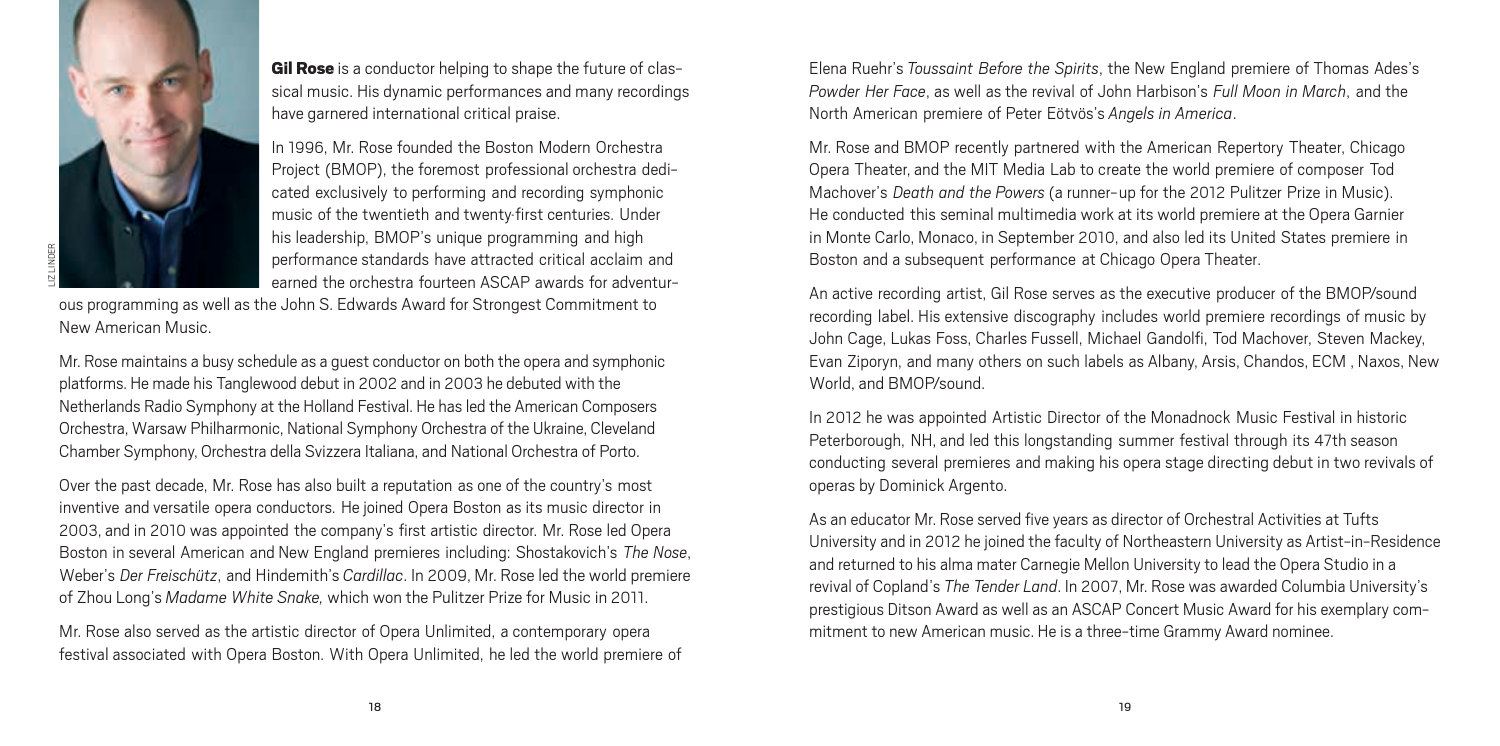**Gil Rose** is a conductor helping to shape the future of classical music. His dynamic performances and many recordings have garnered international critical praise.

In 1996, Mr. Rose founded the Boston Modern Orchestra Project (BMOP), the foremost professional orchestra dedicated exclusively to performing and recording symphonic music of the twentieth and twenty-first centuries. Under his leadership, BMOP's unique programming and high performance standards have attracted critical acclaim and earned the orchestra fourteen ASCAP awards for adventurous programming as well as the John S. Edwards Award for Strongest Commitment to New American Music.

Mr. Rose maintains a busy schedule as a guest conductor on both the opera and symphonic platforms. He made his Tanglewood debut in 2002 and in 2003 he debuted with the Netherlands Radio Symphony at the Holland Festival. He has led the American Composers Orchestra, Warsaw Philharmonic, National Symphony Orchestra of the Ukraine, Cleveland Chamber Symphony, Orchestra della Svizzera Italiana, and National Orchestra of Porto.

Over the past decade, Mr. Rose has also built a reputation as one of the country's most inventive and versatile opera conductors. He joined Opera Boston as its music director in 2003, and in 2010 was appointed the company's first artistic director. Mr. Rose led Opera Boston in several American and New England premieres including: Shostakovich's *The Nose*, Weber's *Der Freischütz*, and Hindemith's *Cardillac*. In 2009, Mr. Rose led the world premiere of Zhou Long's *Madame White Snake*, which won the Pulitzer Prize for Music in 2011.

Mr. Rose also served as the artistic director of Opera Unlimited, a contemporary opera festival associated with Opera Boston. With Opera Unlimited, he led the world premiere of Elena Ruehr's *Toussaint Before the Spirits*, the New England premiere of Thomas Ades's *Powder Her Face*, as well as the revival of John Harbison's *Full Moon in March*, and the North American premiere of Peter Eötvös's *Angels in America*.

Mr. Rose and BMOP recently partnered with the American Repertory Theater, Chicago Opera Theater, and the MIT Media Lab to create the world premiere of composer Tod Machover's *Death and the Powers* (a runner-up for the 2012 Pulitzer Prize in Music). He conducted this seminal multimedia work at its world premiere at the Opera Garnier in Monte Carlo, Monaco, in September 2010, and also led its United States premiere in Boston and a subsequent performance at Chicago Opera Theater.

An active recording artist, Gil Rose serves as the executive producer of the BMOP/sound recording label. His extensive discography includes world premiere recordings of music by John Cage, Lukas Foss, Charles Fussell, Michael Gandolfi, Tod Machover, Steven Mackey, Evan Ziporyn, and many others on such labels as Albany, Arsis, Chandos, ECM , Naxos, New World, and BMOP/sound.

In 2012 he was appointed Artistic Director of the Monadnock Music Festival in historic Peterborough, NH, and led this longstanding summer festival through its 47th season conducting several premieres and making his opera stage directing debut in two revivals of operas by Dominick Argento.

As an educator Mr. Rose served five years as director of Orchestral Activities at Tufts University and in 2012 he joined the faculty of Northeastern University as Artist-in-Residence and returned to his alma mater Carnegie Mellon University to lead the Opera Studio in a revival of Copland's *The Tender Land*. In 2007, Mr. Rose was awarded Columbia University's prestigious Ditson Award as well as an ASCAP Concert Music Award for his exemplary commitment to new American music. He is a three-time Grammy Award nominee.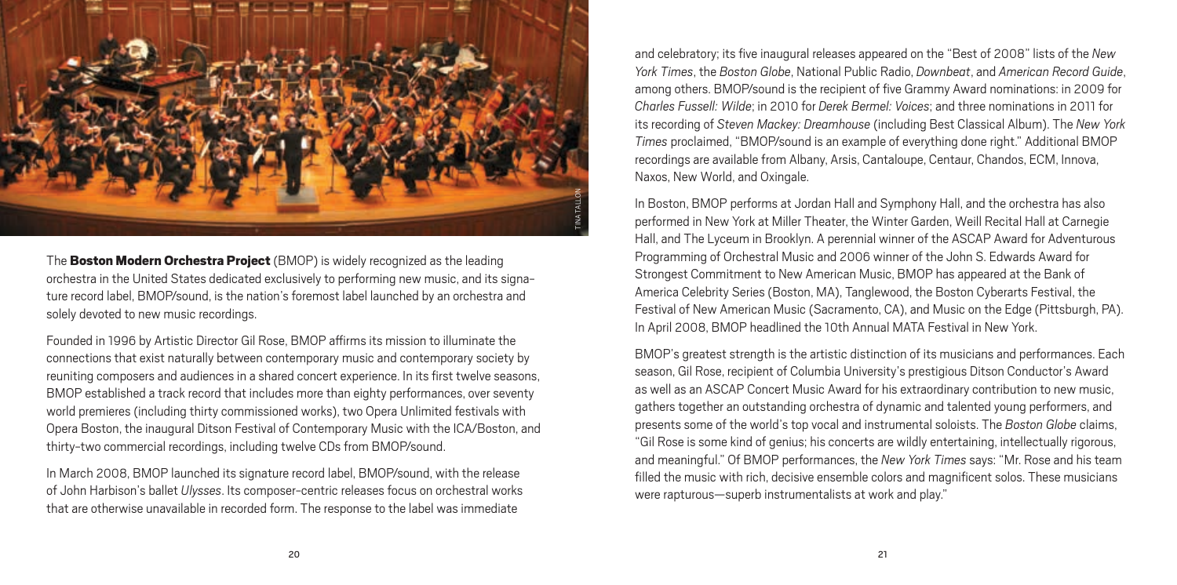The **Boston Modern Orchestra Project** (BMOP) is widely recognized as the leading orchestra in the United States dedicated exclusively to performing new music, and its signature record label, BMOP/sound, is the nation's foremost label launched by an orchestra and solely devoted to new music recordings.

Founded in 1996 by Artistic Director Gil Rose, BMOP affirms its mission to illuminate the connections that exist naturally between contemporary music and contemporary society by reuniting composers and audiences in a shared concert experience. In its first twelve seasons, BMOP established a track record that includes more than eighty performances, over seventy world premieres (including thirty commissioned works), two Opera Unlimited festivals with Opera Boston, the inaugural Ditson Festival of Contemporary Music with the ICA/Boston, and thirty-two commercial recordings, including twelve CDs from BMOP/sound.

In March 2008, BMOP launched its signature record label, BMOP/sound, with the release of John Harbison's ballet *Ulysses*. Its composer-centric releases focus on orchestral works that are otherwise unavailable in recorded form. The response to the label was immediate and celebratory; its five inaugural releases appeared on the "Best of 2008" lists of the *New York Times*, the *Boston Globe*, National Public Radio, *Downbeat*, and *American Record Guide*, among others. BMOP/sound is the recipient of five Grammy Award nominations: in 2009 for *Charles Fussell: Wilde*; in 2010 for *Derek Bermel: Voices*; and three nominations in 2011 for its recording of *Steven Mackey: Dreamhouse* (including Best Classical Album). The *New York Times* proclaimed, "BMOP/sound is an example of everything done right." Additional BMOP recordings are available from Albany, Arsis, Cantaloupe, Centaur, Chandos, ECM, Innova, Naxos, New World, and Oxingale.

In Boston, BMOP performs at Jordan Hall and Symphony Hall, and the orchestra has also performed in New York at Miller Theater, the Winter Garden, Weill Recital Hall at Carnegie Hall, and The Lyceum in Brooklyn. A perennial winner of the ASCAP Award for Adventurous Programming of Orchestral Music and 2006 winner of the John S. Edwards Award for Strongest Commitment to New American Music, BMOP has appeared at the Bank of America Celebrity Series (Boston, MA), Tanglewood, the Boston Cyberarts Festival, the Festival of New American Music (Sacramento, CA), and Music on the Edge (Pittsburgh, PA). In April 2008, BMOP headlined the 10th Annual MATA Festival in New York.

BMOP's greatest strength is the artistic distinction of its musicians and performances. Each season, Gil Rose, recipient of Columbia University's prestigious Ditson Conductor's Award as well as an ASCAP Concert Music Award for his extraordinary contribution to new music, gathers together an outstanding orchestra of dynamic and talented young performers, and presents some of the world's top vocal and instrumental soloists. The *Boston Globe* claims, "Gil Rose is some kind of genius; his concerts are wildly entertaining, intellectually rigorous, and meaningful." Of BMOP performances, the *New York Times* says: "Mr. Rose and his team filled the music with rich, decisive ensemble colors and magnificent solos. These musicians were rapturous—superb instrumentalists at work and play."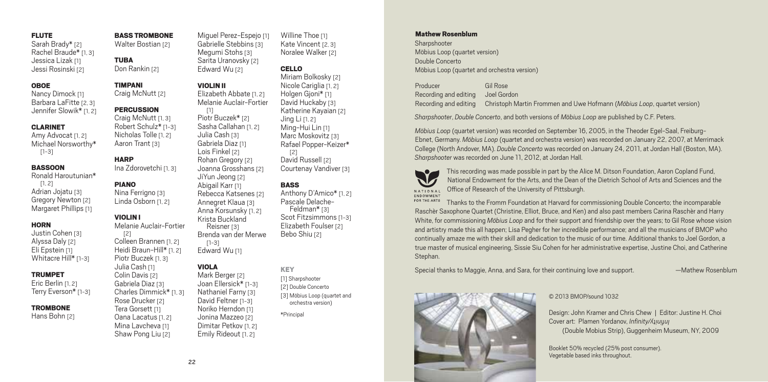**FLUTE**
Sarah Brady* [2]
Rachel Braude* [1, 3]
Jessica Lizak [1]
Jessi Rosinski [2]

**OBOE**
Nancy Dimock [1]
Barbara LaFitte [2, 3]
Jennifer Slowik* [1, 2]

**CLARINET**
Amy Advocat [1, 2]
Michael Norsworthy* [1–3]

**BASSOON**
Ronald Haroutunian* [1, 2]
Adrian Jojatu [3]
Gregory Newton [2]
Margaret Phillips [1]

**HORN**
Justin Cohen [3]
Alyssa Daly [2]
Eli Epstein [1]
Whitacre Hill* [1–3]

**TRUMPET**
Eric Berlin [1, 2]
Terry Everson* [1–3]

**TROMBONE**
Hans Bohn [2]

**BASS TROMBONE**
Walter Bostian [2]

**TUBA**
Don Rankin [2]

**TIMPANI**
Craig McNutt [2]

**PERCUSSION**
Craig McNutt [1, 3]
Robert Schulz* [1–3]
Nicholas Tolle [1, 2]
Aaron Trant [3]

**HARP**
Ina Zdorovetchi [1, 3]

**PIANO**
Nina Ferrigno [3]
Linda Osborn [1, 2]

**VIOLIN I**
Melanie Auclair-Fortier [2]
Colleen Brannen [1, 2]
Heidi Braun-Hill* [1, 2]
Piotr Buczek [1, 3]
Julia Cash [1]
Colin Davis [2]
Gabriela Diaz [3]
Charles Dimmick* [1, 3]
Rose Drucker [2]
Tera Gorsett [1]
Oana Lacatus [1, 2]
Mina Lavcheva [1]
Shaw Pong Liu [2]
Miguel Perez-Espejo [1]
Gabrielle Stebbins [3]
Megumi Stohs [3]
Sarita Uranovsky [2]
Edward Wu [2]

**VIOLIN II**
Elizabeth Abbate [1, 2]
Melanie Auclair-Fortier [1]
Piotr Buczek* [2]
Sasha Callahan [1, 2]
Julia Cash [3]
Gabriela Diaz [1]
Lois Finkel [2]
Rohan Gregory [2]
Joanna Grosshans [2]
JiYun Jeong [2]
Abigail Karr [1]
Rebecca Katsenes [2]
Annegret Klaua [3]
Anna Korsunsky [1, 2]
Krista Buckland Reisner [3]
Brenda van der Merwe [1–3]
Edward Wu [1]

**VIOLA**
Mark Berger [2]
Joan Ellersick* [1–3]
Nathaniel Farny [3]
David Feltner [1–3]
Noriko Herndon [1]
Jonina Mazzeo [2]
Dimitar Petkov [1, 2]
Emily Rideout [1, 2]
Williine Thoe [1]
Kate Vincent [2, 3]
Noralee Walker [2]

**CELLO**
Miriam Bolkosky [2]
Nicole Cariglia [1, 2]
Holgen Gjoni* [1]
David Huckaby [3]
Katherine Kayaian [2]
Jing Li [1, 2]
Ming-Hui Lin [1]
Marc Moskovitz [3]
Rafael Popper-Keizer* [2]
David Russell [2]
Courtenay Vandiver [3]

**BASS**
Anthony D'Amico* [1, 2]
Pascale Delache-Feldman* [3]
Scot Fitzsimmons [1–3]
Elizabeth Foulser [2]
Bebo Shiu [2]

**KEY**
[1] Sharpshooter
[2] Double Concerto
[3] Möbius Loop (quartet and orchestra version)

*Principal

**Mathew Rosenblum**
Sharpshooter
Möbius Loop (quartet version)
Double Concerto
Möbius Loop (quartet and orchestra version)

| | |
|---|---|
| Producer | Gil Rose |
| Recording and editing | Joel Gordon |
| Recording and editing | Christoph Martin Frommen and Uwe Hofmann (*Möbius Loop*, quartet version) |

*Sharpshooter*, *Double Concerto*, and both versions of *Möbius Loop* are published by C.F. Peters.

*Möbius Loop* (quartet version) was recorded on September 16, 2005, in the Theoder Egel-Saal, Freiburg-Ebnet, Germany. *Möbius Loop* (quartet and orchestra version) was recorded on January 22, 2007, at Merrimack College (North Andover, MA). *Double Concerto* was recorded on January 24, 2011, at Jordan Hall (Boston, MA). *Sharpshooter* was recorded on June 11, 2012, at Jordan Hall.

This recording was made possible in part by the Alice M. Ditson Foundation, Aaron Copland Fund, National Endowment for the Arts, and the Dean of the Dietrich School of Arts and Sciences and the Office of Research of the University of Pittsburgh.

Thanks to the Fromm Foundation at Harvard for commissioning Double Concerto; the incomparable Raschèr Saxophone Quartet (Christine, Elliot, Bruce, and Ken) and also past members Carina Raschèr and Harry White, for commissioning *Möbius Loop* and for their support and friendship over the years; to Gil Rose whose vision and artistry made this all happen; Lisa Pegher for her incredible performance; and all the musicians of BMOP who continually amaze me with their skill and dedication to the music of our time. Additional thanks to Joel Gordon, a true master of musical engineering, Sissie Siu Cohen for her administrative expertise, Justine Choi, and Catherine Stephan.

Special thanks to Maggie, Anna, and Sara, for their continuing love and support. —Mathew Rosenblum

© 2013 BMOP/sound 1032

Design: John Kramer and Chris Chew | Editor: Justine H. Choi
Cover art: Plamen Yordanov, *Infinity/ʎʇᴉuᴉɟuɪ* (Double Mobius Strip), Guggenheim Museum, NY, 2009

Booklet 50% recycled (25% post consumer).
Vegetable based inks throughout.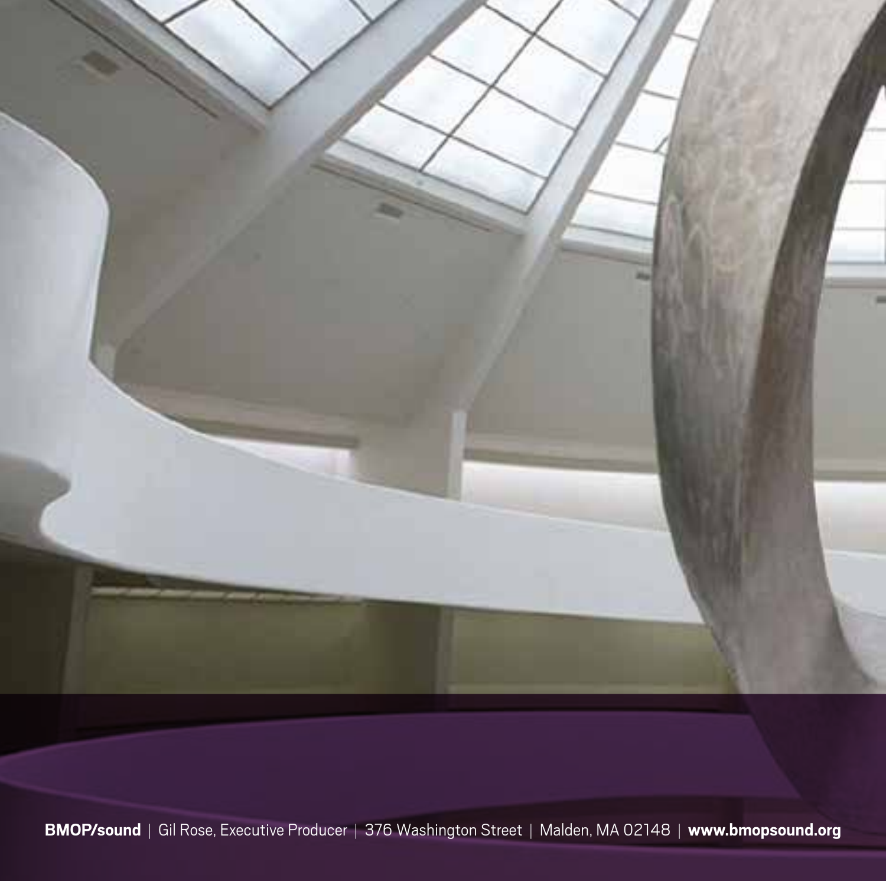**BMOP/sound** | Gil Rose, Executive Producer | 376 Washington Street | Malden, MA 02148 | **www.bmopsound.org**